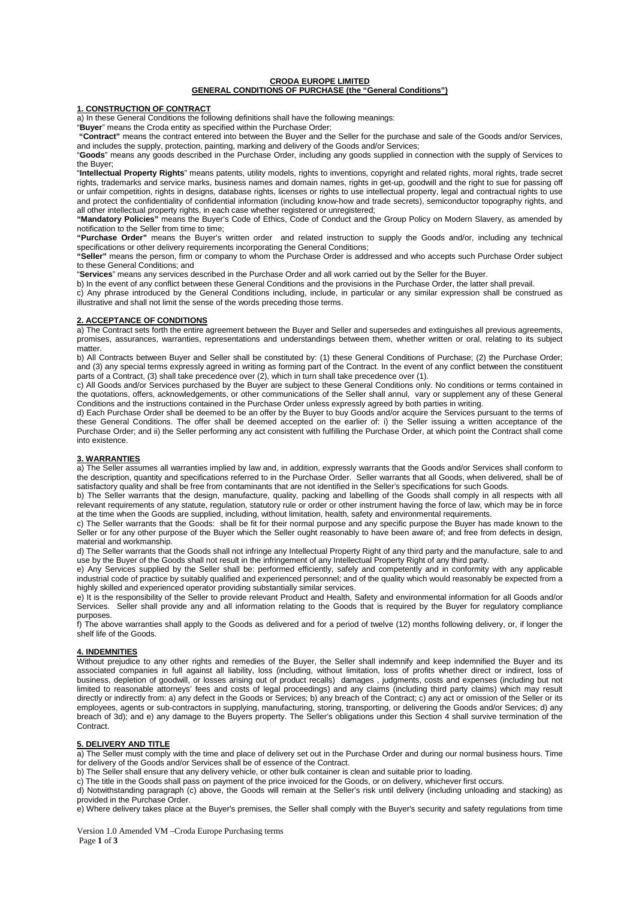# CRODA EUROPE LIMITED
## GENERAL CONDITIONS OF PURCHASE (the "General Conditions")

### 1. CONSTRUCTION OF CONTRACT

a) In these General Conditions the following definitions shall have the following meanings:

"**Buyer**" means the Croda entity as specified within the Purchase Order;

**"Contract"** means the contract entered into between the Buyer and the Seller for the purchase and sale of the Goods and/or Services, and includes the supply, protection, painting, marking and delivery of the Goods and/or Services;

"**Goods**" means any goods described in the Purchase Order, including any goods supplied in connection with the supply of Services to the Buyer;

"**Intellectual Property Rights**" means patents, utility models, rights to inventions, copyright and related rights, moral rights, trade secret rights, trademarks and service marks, business names and domain names, rights in get-up, goodwill and the right to sue for passing off or unfair competition, rights in designs, database rights, licenses or rights to use intellectual property, legal and contractual rights to use and protect the confidentiality of confidential information (including know-how and trade secrets), semiconductor topography rights, and all other intellectual property rights, in each case whether registered or unregistered;

**"Mandatory Policies"** means the Buyer's Code of Ethics, Code of Conduct and the Group Policy on Modern Slavery, as amended by notification to the Seller from time to time;

**"Purchase Order"** means the Buyer's written order and related instruction to supply the Goods and/or, including any technical specifications or other delivery requirements incorporating the General Conditions;

**"Seller"** means the person, firm or company to whom the Purchase Order is addressed and who accepts such Purchase Order subject to these General Conditions; and

"**Services**" means any services described in the Purchase Order and all work carried out by the Seller for the Buyer.

b) In the event of any conflict between these General Conditions and the provisions in the Purchase Order, the latter shall prevail.

c) Any phrase introduced by the General Conditions including, include, in particular or any similar expression shall be construed as illustrative and shall not limit the sense of the words preceding those terms.

### 2. ACCEPTANCE OF CONDITIONS

a) The Contract sets forth the entire agreement between the Buyer and Seller and supersedes and extinguishes all previous agreements, promises, assurances, warranties, representations and understandings between them, whether written or oral, relating to its subject matter.

b) All Contracts between Buyer and Seller shall be constituted by: (1) these General Conditions of Purchase; (2) the Purchase Order; and (3) any special terms expressly agreed in writing as forming part of the Contract. In the event of any conflict between the constituent parts of a Contract, (3) shall take precedence over (2), which in turn shall take precedence over (1).

c) All Goods and/or Services purchased by the Buyer are subject to these General Conditions only. No conditions or terms contained in the quotations, offers, acknowledgements, or other communications of the Seller shall annul, vary or supplement any of these General Conditions and the instructions contained in the Purchase Order unless expressly agreed by both parties in writing.

d) Each Purchase Order shall be deemed to be an offer by the Buyer to buy Goods and/or acquire the Services pursuant to the terms of these General Conditions. The offer shall be deemed accepted on the earlier of: i) the Seller issuing a written acceptance of the Purchase Order; and ii) the Seller performing any act consistent with fulfilling the Purchase Order, at which point the Contract shall come into existence.

### 3. WARRANTIES

a) The Seller assumes all warranties implied by law and, in addition, expressly warrants that the Goods and/or Services shall conform to the description, quantity and specifications referred to in the Purchase Order. Seller warrants that all Goods, when delivered, shall be of satisfactory quality and shall be free from contaminants that are not identified in the Seller's specifications for such Goods.

b) The Seller warrants that the design, manufacture, quality, packing and labelling of the Goods shall comply in all respects with all relevant requirements of any statute, regulation, statutory rule or order or other instrument having the force of law, which may be in force at the time when the Goods are supplied, including, without limitation, health, safety and environmental requirements.

c) The Seller warrants that the Goods: shall be fit for their normal purpose and any specific purpose the Buyer has made known to the Seller or for any other purpose of the Buyer which the Seller ought reasonably to have been aware of; and free from defects in design, material and workmanship.

d) The Seller warrants that the Goods shall not infringe any Intellectual Property Right of any third party and the manufacture, sale to and use by the Buyer of the Goods shall not result in the infringement of any Intellectual Property Right of any third party.

e) Any Services supplied by the Seller shall be: performed efficiently, safely and competently and in conformity with any applicable industrial code of practice by suitably qualified and experienced personnel; and of the quality which would reasonably be expected from a highly skilled and experienced operator providing substantially similar services.

e) It is the responsibility of the Seller to provide relevant Product and Health, Safety and environmental information for all Goods and/or Services. Seller shall provide any and all information relating to the Goods that is required by the Buyer for regulatory compliance purposes.

f) The above warranties shall apply to the Goods as delivered and for a period of twelve (12) months following delivery, or, if longer the shelf life of the Goods.

### 4. INDEMNITIES

Without prejudice to any other rights and remedies of the Buyer, the Seller shall indemnify and keep indemnified the Buyer and its associated companies in full against all liability, loss (including, without limitation, loss of profits whether direct or indirect, loss of business, depletion of goodwill, or losses arising out of product recalls) damages , judgments, costs and expenses (including but not limited to reasonable attorneys' fees and costs of legal proceedings) and any claims (including third party claims) which may result directly or indirectly from: a) any defect in the Goods or Services; b) any breach of the Contract; c) any act or omission of the Seller or its employees, agents or sub-contractors in supplying, manufacturing, storing, transporting, or delivering the Goods and/or Services; d) any breach of 3d); and e) any damage to the Buyers property. The Seller's obligations under this Section 4 shall survive termination of the Contract.

### 5. DELIVERY AND TITLE

a) The Seller must comply with the time and place of delivery set out in the Purchase Order and during our normal business hours. Time for delivery of the Goods and/or Services shall be of essence of the Contract.

b) The Seller shall ensure that any delivery vehicle, or other bulk container is clean and suitable prior to loading.

c) The title in the Goods shall pass on payment of the price invoiced for the Goods, or on delivery, whichever first occurs.

d) Notwithstanding paragraph (c) above, the Goods will remain at the Seller's risk until delivery (including unloading and stacking) as provided in the Purchase Order.

e) Where delivery takes place at the Buyer's premises, the Seller shall comply with the Buyer's security and safety regulations from time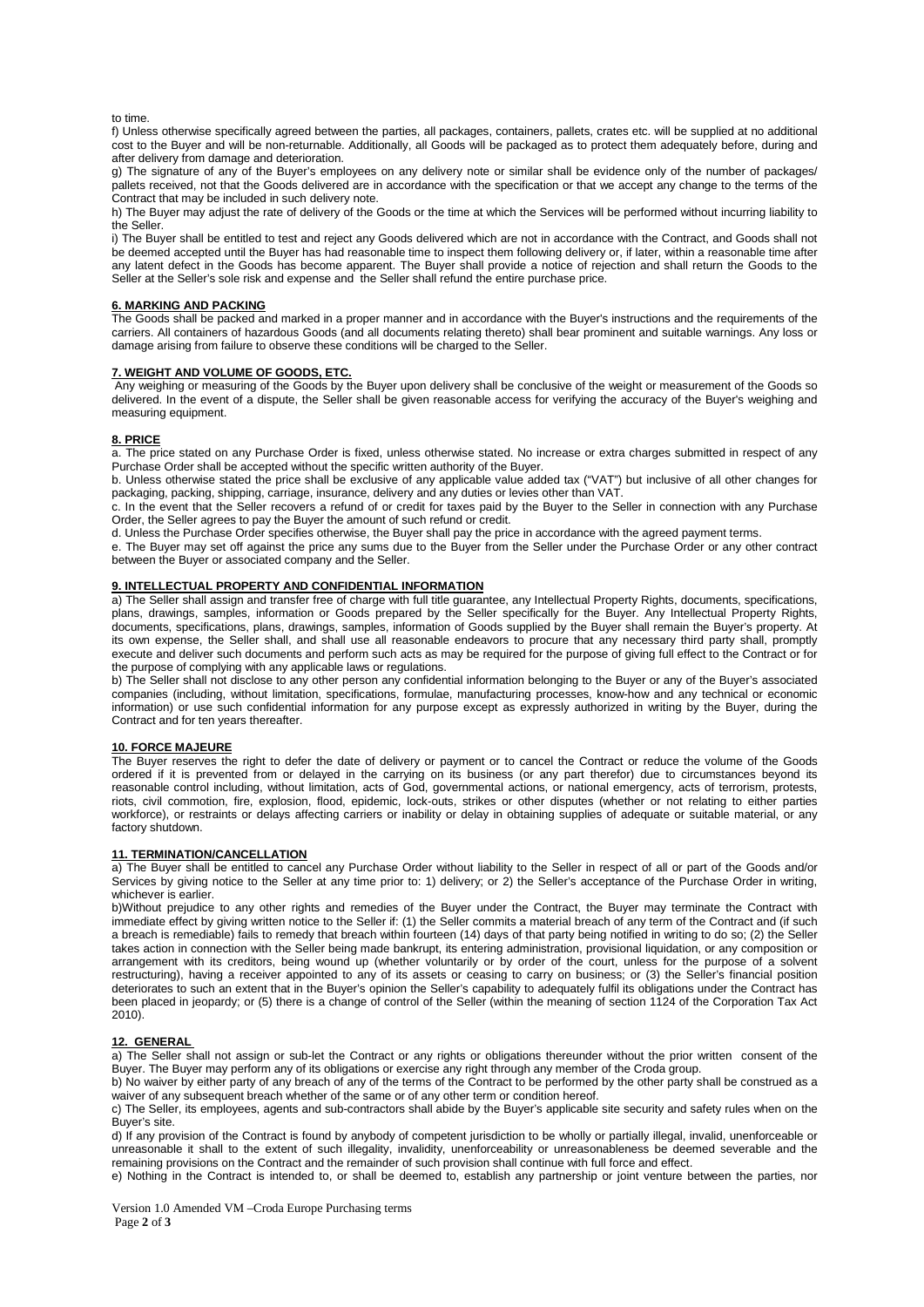to time.

f) Unless otherwise specifically agreed between the parties, all packages, containers, pallets, crates etc. will be supplied at no additional cost to the Buyer and will be non-returnable. Additionally, all Goods will be packaged as to protect them adequately before, during and after delivery from damage and deterioration.

g) The signature of any of the Buyer's employees on any delivery note or similar shall be evidence only of the number of packages/ pallets received, not that the Goods delivered are in accordance with the specification or that we accept any change to the terms of the Contract that may be included in such delivery note.

h) The Buyer may adjust the rate of delivery of the Goods or the time at which the Services will be performed without incurring liability to the Seller.

i) The Buyer shall be entitled to test and reject any Goods delivered which are not in accordance with the Contract, and Goods shall not be deemed accepted until the Buyer has had reasonable time to inspect them following delivery or, if later, within a reasonable time after any latent defect in the Goods has become apparent. The Buyer shall provide a notice of rejection and shall return the Goods to the Seller at the Seller's sole risk and expense and the Seller shall refund the entire purchase price.

**6. MARKING AND PACKING**

The Goods shall be packed and marked in a proper manner and in accordance with the Buyer's instructions and the requirements of the carriers. All containers of hazardous Goods (and all documents relating thereto) shall bear prominent and suitable warnings. Any loss or damage arising from failure to observe these conditions will be charged to the Seller.

**7. WEIGHT AND VOLUME OF GOODS, ETC.**

Any weighing or measuring of the Goods by the Buyer upon delivery shall be conclusive of the weight or measurement of the Goods so delivered. In the event of a dispute, the Seller shall be given reasonable access for verifying the accuracy of the Buyer's weighing and measuring equipment.

**8. PRICE**

a. The price stated on any Purchase Order is fixed, unless otherwise stated. No increase or extra charges submitted in respect of any Purchase Order shall be accepted without the specific written authority of the Buyer.

b. Unless otherwise stated the price shall be exclusive of any applicable value added tax ("VAT") but inclusive of all other changes for packaging, packing, shipping, carriage, insurance, delivery and any duties or levies other than VAT.

c. In the event that the Seller recovers a refund of or credit for taxes paid by the Buyer to the Seller in connection with any Purchase Order, the Seller agrees to pay the Buyer the amount of such refund or credit.

d. Unless the Purchase Order specifies otherwise, the Buyer shall pay the price in accordance with the agreed payment terms.

e. The Buyer may set off against the price any sums due to the Buyer from the Seller under the Purchase Order or any other contract between the Buyer or associated company and the Seller.

**9. INTELLECTUAL PROPERTY AND CONFIDENTIAL INFORMATION**

a) The Seller shall assign and transfer free of charge with full title guarantee, any Intellectual Property Rights, documents, specifications, plans, drawings, samples, information or Goods prepared by the Seller specifically for the Buyer. Any Intellectual Property Rights, documents, specifications, plans, drawings, samples, information of Goods supplied by the Buyer shall remain the Buyer's property. At its own expense, the Seller shall, and shall use all reasonable endeavors to procure that any necessary third party shall, promptly execute and deliver such documents and perform such acts as may be required for the purpose of giving full effect to the Contract or for the purpose of complying with any applicable laws or regulations.

b) The Seller shall not disclose to any other person any confidential information belonging to the Buyer or any of the Buyer's associated companies (including, without limitation, specifications, formulae, manufacturing processes, know-how and any technical or economic information) or use such confidential information for any purpose except as expressly authorized in writing by the Buyer, during the Contract and for ten years thereafter.

**10. FORCE MAJEURE**

The Buyer reserves the right to defer the date of delivery or payment or to cancel the Contract or reduce the volume of the Goods ordered if it is prevented from or delayed in the carrying on its business (or any part therefor) due to circumstances beyond its reasonable control including, without limitation, acts of God, governmental actions, or national emergency, acts of terrorism, protests, riots, civil commotion, fire, explosion, flood, epidemic, lock-outs, strikes or other disputes (whether or not relating to either parties workforce), or restraints or delays affecting carriers or inability or delay in obtaining supplies of adequate or suitable material, or any factory shutdown.

**11. TERMINATION/CANCELLATION**

a) The Buyer shall be entitled to cancel any Purchase Order without liability to the Seller in respect of all or part of the Goods and/or Services by giving notice to the Seller at any time prior to: 1) delivery; or 2) the Seller's acceptance of the Purchase Order in writing, whichever is earlier.

b)Without prejudice to any other rights and remedies of the Buyer under the Contract, the Buyer may terminate the Contract with immediate effect by giving written notice to the Seller if: (1) the Seller commits a material breach of any term of the Contract and (if such a breach is remediable) fails to remedy that breach within fourteen (14) days of that party being notified in writing to do so; (2) the Seller takes action in connection with the Seller being made bankrupt, its entering administration, provisional liquidation, or any composition or arrangement with its creditors, being wound up (whether voluntarily or by order of the court, unless for the purpose of a solvent restructuring), having a receiver appointed to any of its assets or ceasing to carry on business; or (3) the Seller's financial position deteriorates to such an extent that in the Buyer's opinion the Seller's capability to adequately fulfil its obligations under the Contract has been placed in jeopardy; or (5) there is a change of control of the Seller (within the meaning of section 1124 of the Corporation Tax Act 2010).

**12. GENERAL**

a) The Seller shall not assign or sub-let the Contract or any rights or obligations thereunder without the prior written consent of the Buyer. The Buyer may perform any of its obligations or exercise any right through any member of the Croda group.

b) No waiver by either party of any breach of any of the terms of the Contract to be performed by the other party shall be construed as a waiver of any subsequent breach whether of the same or of any other term or condition hereof.

c) The Seller, its employees, agents and sub-contractors shall abide by the Buyer's applicable site security and safety rules when on the Buyer's site.

d) If any provision of the Contract is found by anybody of competent jurisdiction to be wholly or partially illegal, invalid, unenforceable or unreasonable it shall to the extent of such illegality, invalidity, unenforceability or unreasonableness be deemed severable and the remaining provisions on the Contract and the remainder of such provision shall continue with full force and effect.

e) Nothing in the Contract is intended to, or shall be deemed to, establish any partnership or joint venture between the parties, nor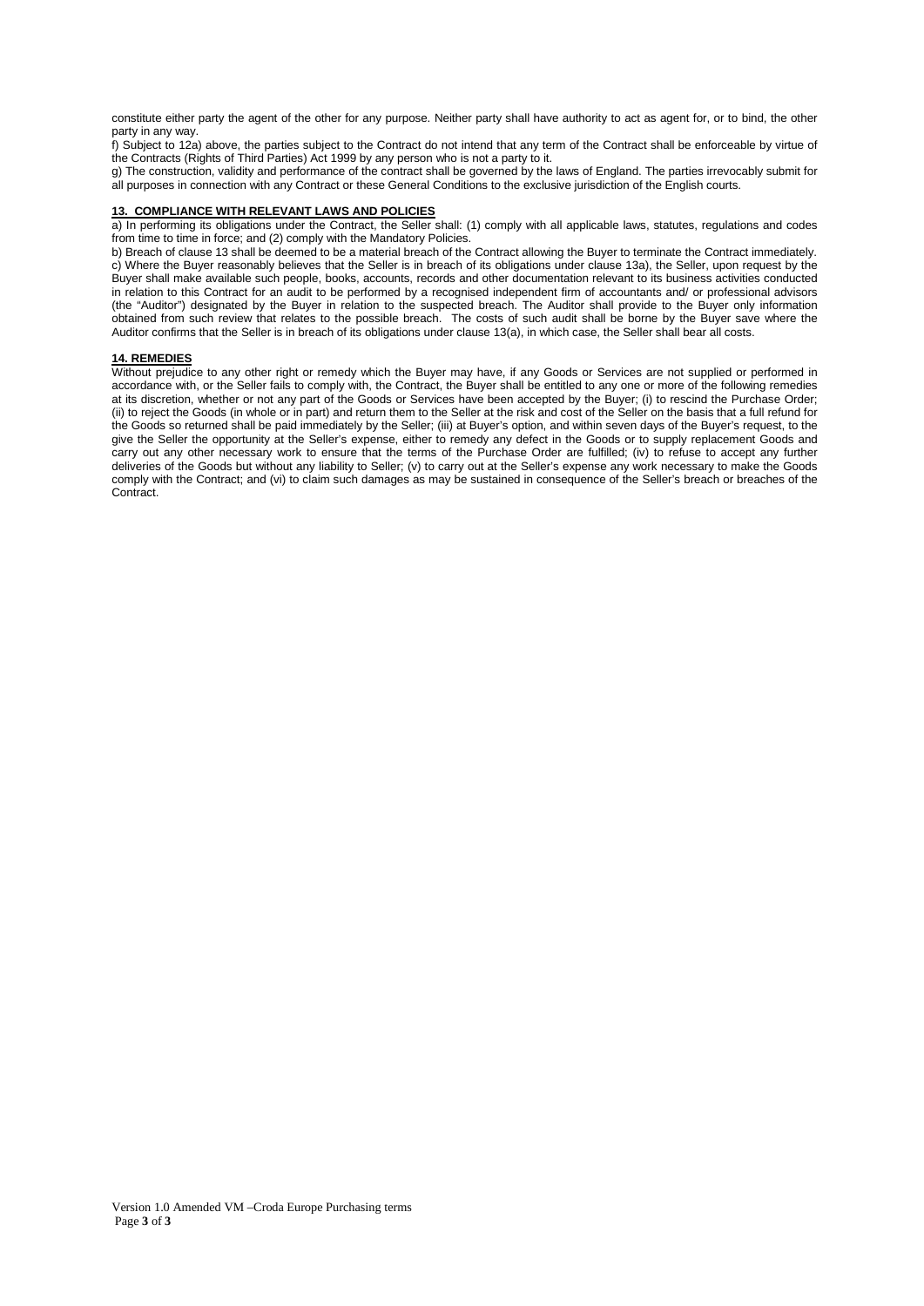constitute either party the agent of the other for any purpose. Neither party shall have authority to act as agent for, or to bind, the other party in any way.

f) Subject to 12a) above, the parties subject to the Contract do not intend that any term of the Contract shall be enforceable by virtue of the Contracts (Rights of Third Parties) Act 1999 by any person who is not a party to it.

g) The construction, validity and performance of the contract shall be governed by the laws of England. The parties irrevocably submit for all purposes in connection with any Contract or these General Conditions to the exclusive jurisdiction of the English courts.

**13. COMPLIANCE WITH RELEVANT LAWS AND POLICIES**

a) In performing its obligations under the Contract, the Seller shall: (1) comply with all applicable laws, statutes, regulations and codes from time to time in force; and (2) comply with the Mandatory Policies.

b) Breach of clause 13 shall be deemed to be a material breach of the Contract allowing the Buyer to terminate the Contract immediately.

c) Where the Buyer reasonably believes that the Seller is in breach of its obligations under clause 13a), the Seller, upon request by the Buyer shall make available such people, books, accounts, records and other documentation relevant to its business activities conducted in relation to this Contract for an audit to be performed by a recognised independent firm of accountants and/ or professional advisors (the "Auditor") designated by the Buyer in relation to the suspected breach. The Auditor shall provide to the Buyer only information obtained from such review that relates to the possible breach. The costs of such audit shall be borne by the Buyer save where the Auditor confirms that the Seller is in breach of its obligations under clause 13(a), in which case, the Seller shall bear all costs.

**14. REMEDIES**

Without prejudice to any other right or remedy which the Buyer may have, if any Goods or Services are not supplied or performed in accordance with, or the Seller fails to comply with, the Contract, the Buyer shall be entitled to any one or more of the following remedies at its discretion, whether or not any part of the Goods or Services have been accepted by the Buyer; (i) to rescind the Purchase Order; (ii) to reject the Goods (in whole or in part) and return them to the Seller at the risk and cost of the Seller on the basis that a full refund for the Goods so returned shall be paid immediately by the Seller; (iii) at Buyer's option, and within seven days of the Buyer's request, to the give the Seller the opportunity at the Seller's expense, either to remedy any defect in the Goods or to supply replacement Goods and carry out any other necessary work to ensure that the terms of the Purchase Order are fulfilled; (iv) to refuse to accept any further deliveries of the Goods but without any liability to Seller; (v) to carry out at the Seller's expense any work necessary to make the Goods comply with the Contract; and (vi) to claim such damages as may be sustained in consequence of the Seller's breach or breaches of the Contract.

Version 1.0 Amended VM –Croda Europe Purchasing terms